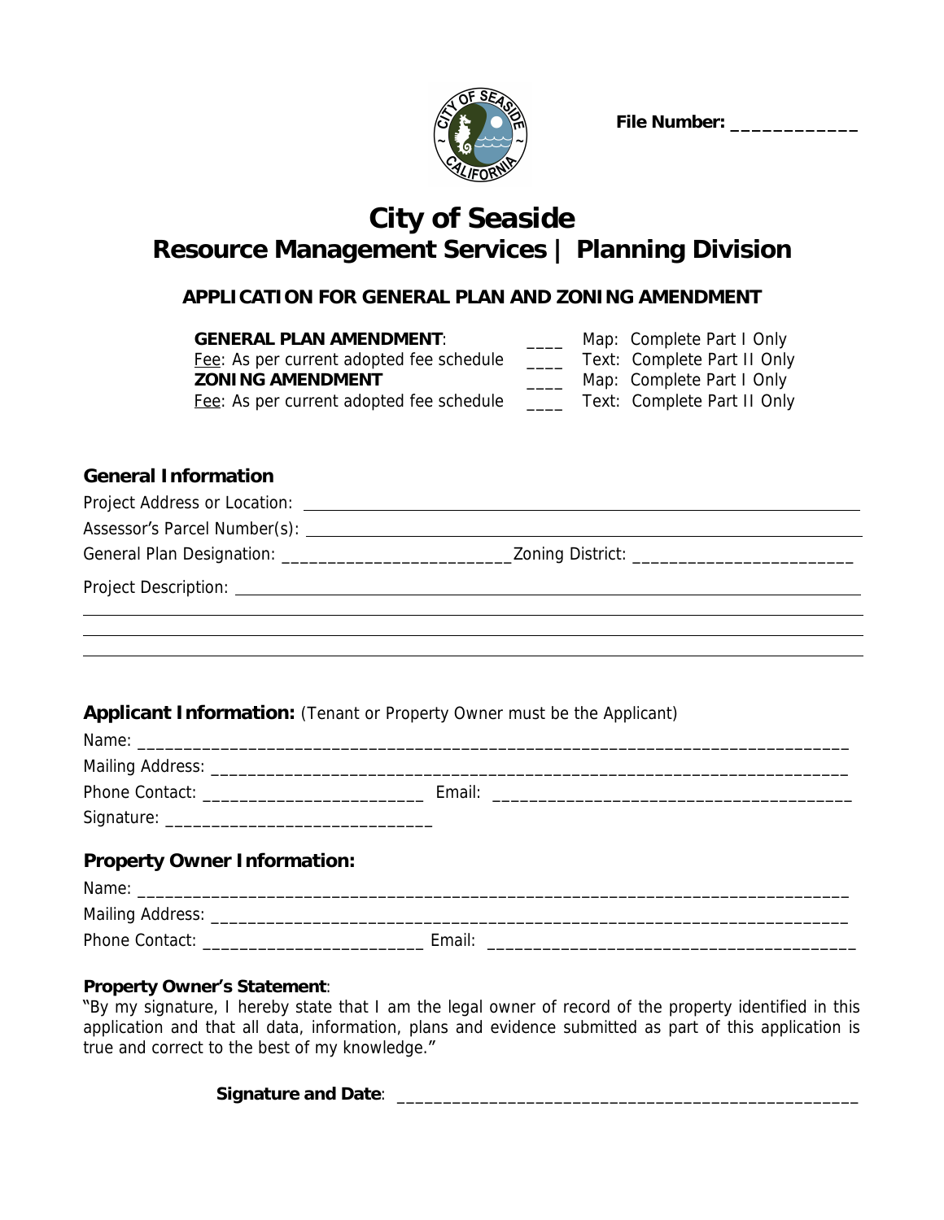File Number: ____________

# City of Seaside
## Resource Management Services | Planning Division

### APPLICATION FOR GENERAL PLAN AND ZONING AMENDMENT

| | | |
|---|---|---|
| **GENERAL PLAN AMENDMENT**: | ____ | Map: Complete Part I Only |
| Fee: As per current adopted fee schedule | ____ | Text: Complete Part II Only |
| **ZONING AMENDMENT** | ____ | Map: Complete Part I Only |
| Fee: As per current adopted fee schedule | ____ | Text: Complete Part II Only |

### General Information

Project Address or Location: ____________________________________________

Assessor's Parcel Number(s): ____________________________________________

General Plan Designation: ________________________Zoning District: _______________________

Project Description: ____________________________________________

____________________________________________

____________________________________________

____________________________________________

### Applicant Information: (Tenant or Property Owner must be the Applicant)

Name: ____________________________________________

Mailing Address: ____________________________________________

Phone Contact: _______________________ Email: _____________________________________

Signature: ____________________________

### Property Owner Information:

Name: ____________________________________________

Mailing Address: ____________________________________________

Phone Contact: _______________________ Email: _____________________________________

**Property Owner's Statement**:

"By my signature, I hereby state that I am the legal owner of record of the property identified in this application and that all data, information, plans and evidence submitted as part of this application is true and correct to the best of my knowledge."

**Signature and Date**: _________________________________________________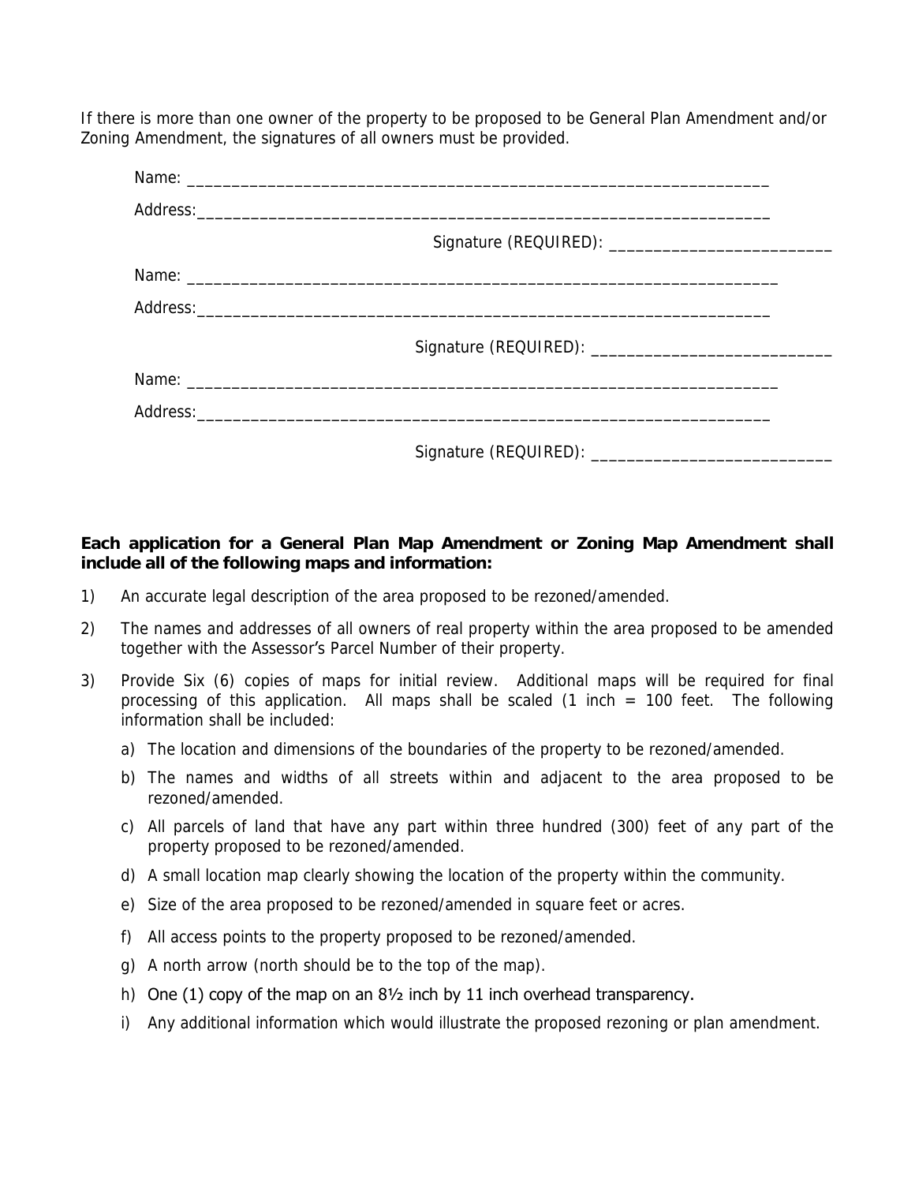If there is more than one owner of the property to be proposed to be General Plan Amendment and/or Zoning Amendment, the signatures of all owners must be provided.

Name: ___________________________________________________________________

Address:_________________________________________________________________

Signature (REQUIRED): _________________________

Name: ___________________________________________________________________

Address:_________________________________________________________________

Signature (REQUIRED): ___________________________

Name: ___________________________________________________________________

Address:_________________________________________________________________

Signature (REQUIRED): ___________________________

**Each application for a General Plan Map Amendment or Zoning Map Amendment shall include all of the following maps and information:**

1) An accurate legal description of the area proposed to be rezoned/amended.
2) The names and addresses of all owners of real property within the area proposed to be amended together with the Assessor's Parcel Number of their property.
3) Provide Six (6) copies of maps for initial review. Additional maps will be required for final processing of this application. All maps shall be scaled (1 inch = 100 feet. The following information shall be included:
   a) The location and dimensions of the boundaries of the property to be rezoned/amended.
   b) The names and widths of all streets within and adjacent to the area proposed to be rezoned/amended.
   c) All parcels of land that have any part within three hundred (300) feet of any part of the property proposed to be rezoned/amended.
   d) A small location map clearly showing the location of the property within the community.
   e) Size of the area proposed to be rezoned/amended in square feet or acres.
   f) All access points to the property proposed to be rezoned/amended.
   g) A north arrow (north should be to the top of the map).
   h) One (1) copy of the map on an 8½ inch by 11 inch overhead transparency.
   i) Any additional information which would illustrate the proposed rezoning or plan amendment.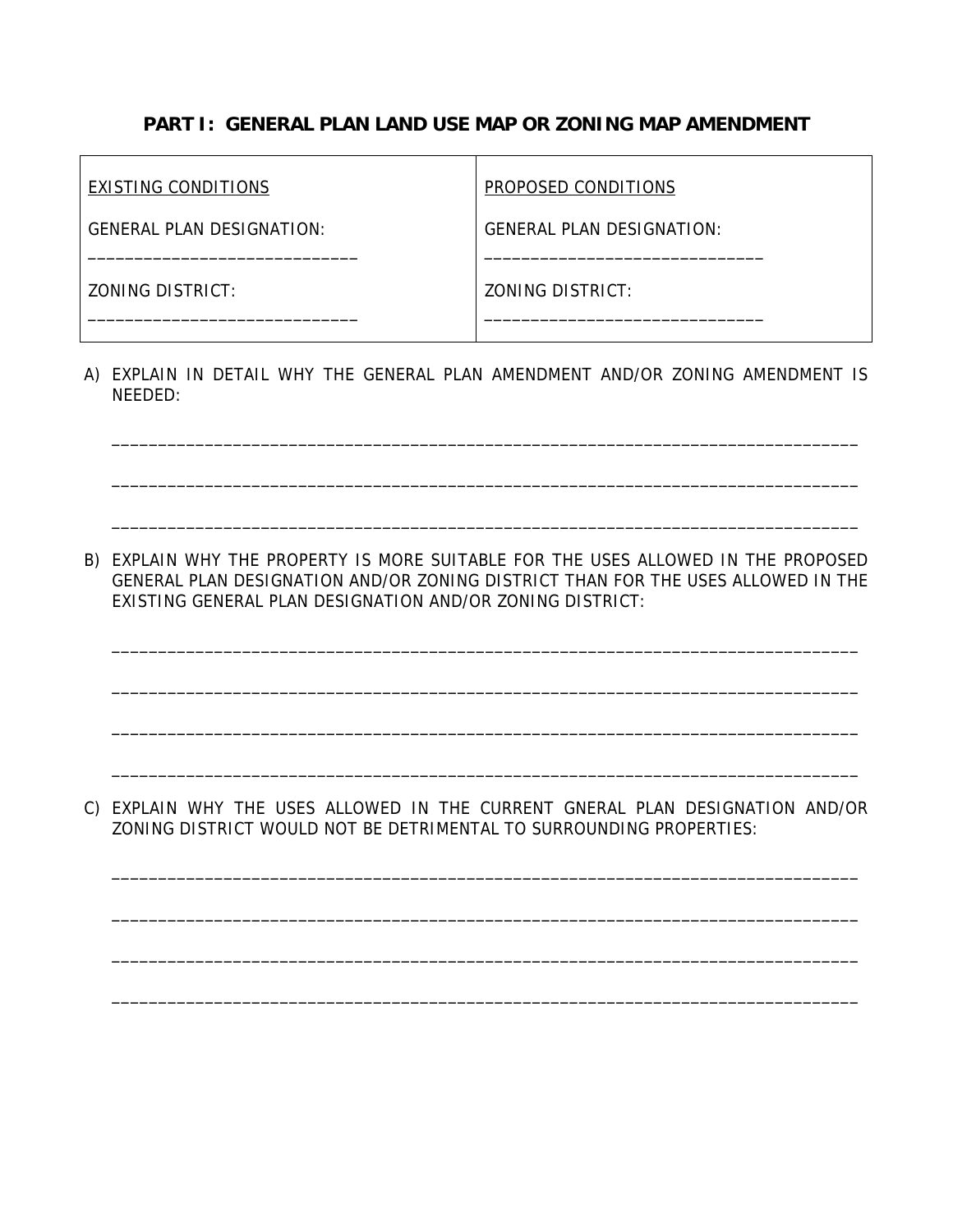## PART I: GENERAL PLAN LAND USE MAP OR ZONING MAP AMENDMENT

| EXISTING CONDITIONS | PROPOSED CONDITIONS |
|---|---|
| GENERAL PLAN DESIGNATION: ______________________________ | GENERAL PLAN DESIGNATION: ______________________________ |
| ZONING DISTRICT: ______________________________ | ZONING DISTRICT: ______________________________ |

A) EXPLAIN IN DETAIL WHY THE GENERAL PLAN AMENDMENT AND/OR ZONING AMENDMENT IS NEEDED:

________________________________________________________________________________

________________________________________________________________________________

________________________________________________________________________________

B) EXPLAIN WHY THE PROPERTY IS MORE SUITABLE FOR THE USES ALLOWED IN THE PROPOSED GENERAL PLAN DESIGNATION AND/OR ZONING DISTRICT THAN FOR THE USES ALLOWED IN THE EXISTING GENERAL PLAN DESIGNATION AND/OR ZONING DISTRICT:

________________________________________________________________________________

________________________________________________________________________________

________________________________________________________________________________

________________________________________________________________________________

C) EXPLAIN WHY THE USES ALLOWED IN THE CURRENT GNERAL PLAN DESIGNATION AND/OR ZONING DISTRICT WOULD NOT BE DETRIMENTAL TO SURROUNDING PROPERTIES:

________________________________________________________________________________

________________________________________________________________________________

________________________________________________________________________________

________________________________________________________________________________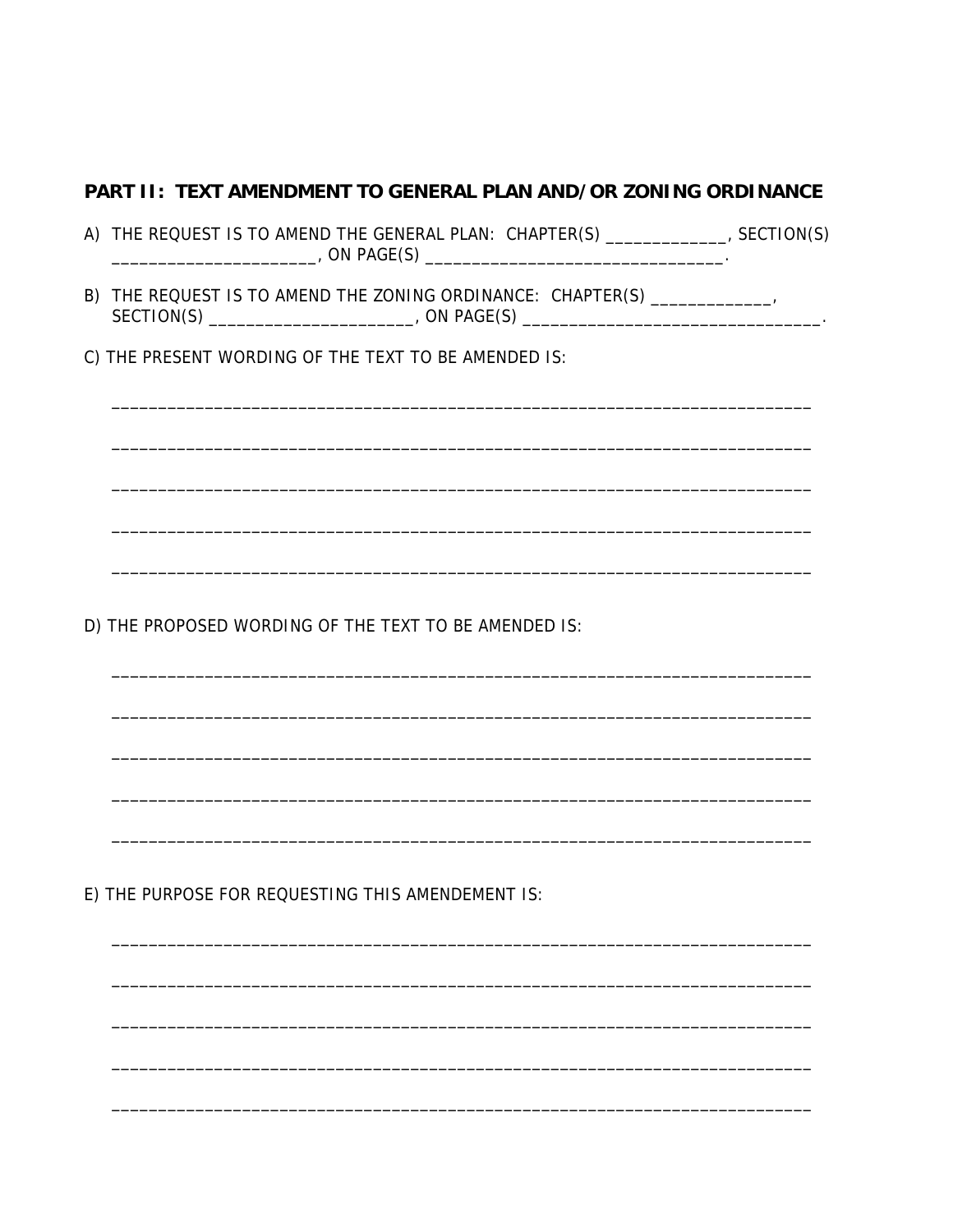## PART II: TEXT AMENDMENT TO GENERAL PLAN AND/OR ZONING ORDINANCE

A) THE REQUEST IS TO AMEND THE GENERAL PLAN: CHAPTER(S) _____________, SECTION(S) ______________________, ON PAGE(S) _______________________________.

B) THE REQUEST IS TO AMEND THE ZONING ORDINANCE: CHAPTER(S) _____________, SECTION(S) ______________________, ON PAGE(S) _______________________________.

C) THE PRESENT WORDING OF THE TEXT TO BE AMENDED IS:

_____________________________________________________________________________

_____________________________________________________________________________

_____________________________________________________________________________

_____________________________________________________________________________

_____________________________________________________________________________

D) THE PROPOSED WORDING OF THE TEXT TO BE AMENDED IS:

_____________________________________________________________________________

_____________________________________________________________________________

_____________________________________________________________________________

_____________________________________________________________________________

_____________________________________________________________________________

E) THE PURPOSE FOR REQUESTING THIS AMENDEMENT IS:

_____________________________________________________________________________

_____________________________________________________________________________

_____________________________________________________________________________

_____________________________________________________________________________

_____________________________________________________________________________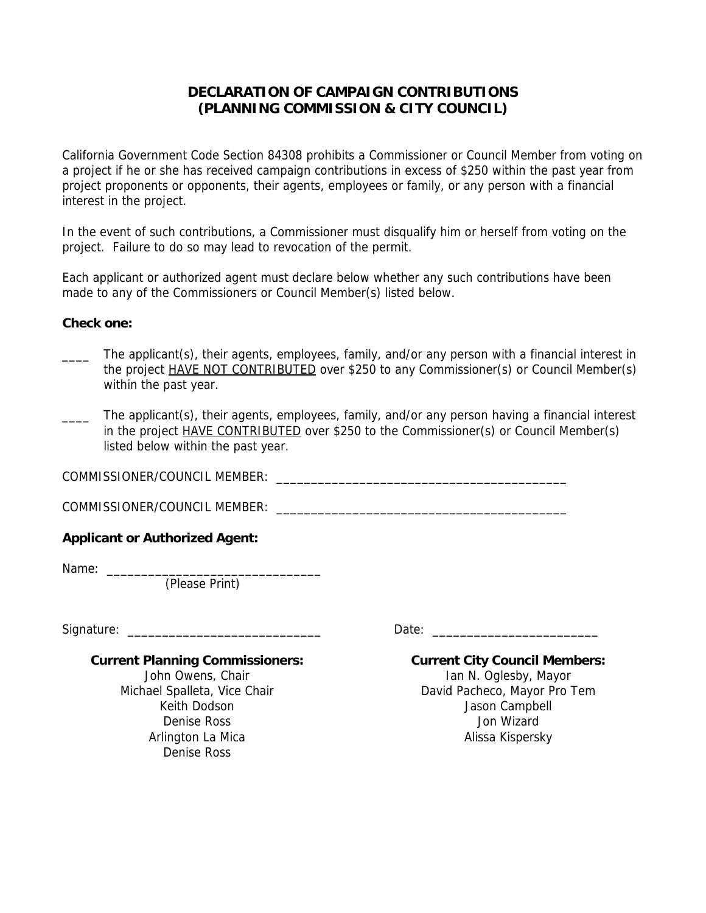# DECLARATION OF CAMPAIGN CONTRIBUTIONS
# (PLANNING COMMISSION & CITY COUNCIL)

California Government Code Section 84308 prohibits a Commissioner or Council Member from voting on a project if he or she has received campaign contributions in excess of $250 within the past year from project proponents or opponents, their agents, employees or family, or any person with a financial interest in the project.

In the event of such contributions, a Commissioner must disqualify him or herself from voting on the project. Failure to do so may lead to revocation of the permit.

Each applicant or authorized agent must declare below whether any such contributions have been made to any of the Commissioners or Council Member(s) listed below.

**Check one:**

____ The applicant(s), their agents, employees, family, and/or any person with a financial interest in the project HAVE NOT CONTRIBUTED over $250 to any Commissioner(s) or Council Member(s) within the past year.

____ The applicant(s), their agents, employees, family, and/or any person having a financial interest in the project HAVE CONTRIBUTED over $250 to the Commissioner(s) or Council Member(s) listed below within the past year.

COMMISSIONER/COUNCIL MEMBER: ___________________________________________

COMMISSIONER/COUNCIL MEMBER: ___________________________________________

**Applicant or Authorized Agent:**

Name: ________________________________
(Please Print)

Signature: ____________________________ Date: ________________________

**Current Planning Commissioners:**

John Owens, Chair
Michael Spalleta, Vice Chair
Keith Dodson
Denise Ross
Arlington La Mica
Denise Ross

**Current City Council Members:**

Ian N. Oglesby, Mayor
David Pacheco, Mayor Pro Tem
Jason Campbell
Jon Wizard
Alissa Kispersky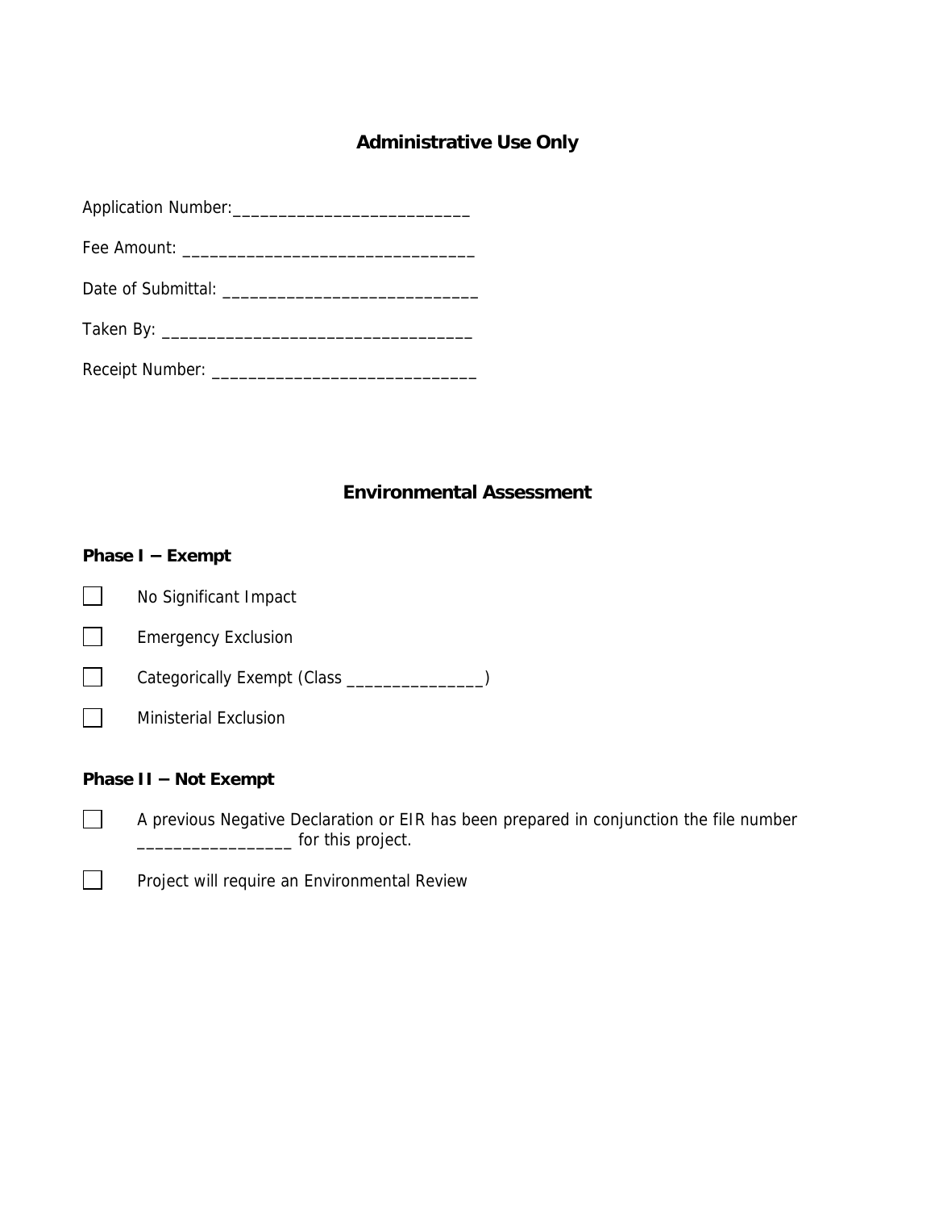## Administrative Use Only

Application Number:_________________________

Fee Amount: _______________________________

Date of Submittal: __________________________

Taken By: ________________________________

Receipt Number: ___________________________

## Environmental Assessment

**Phase I – Exempt**

- ☐ No Significant Impact
- ☐ Emergency Exclusion
- ☐ Categorically Exempt (Class _______________)
- ☐ Ministerial Exclusion

**Phase II – Not Exempt**

- ☐ A previous Negative Declaration or EIR has been prepared in conjunction the file number ________________ for this project.
- ☐ Project will require an Environmental Review